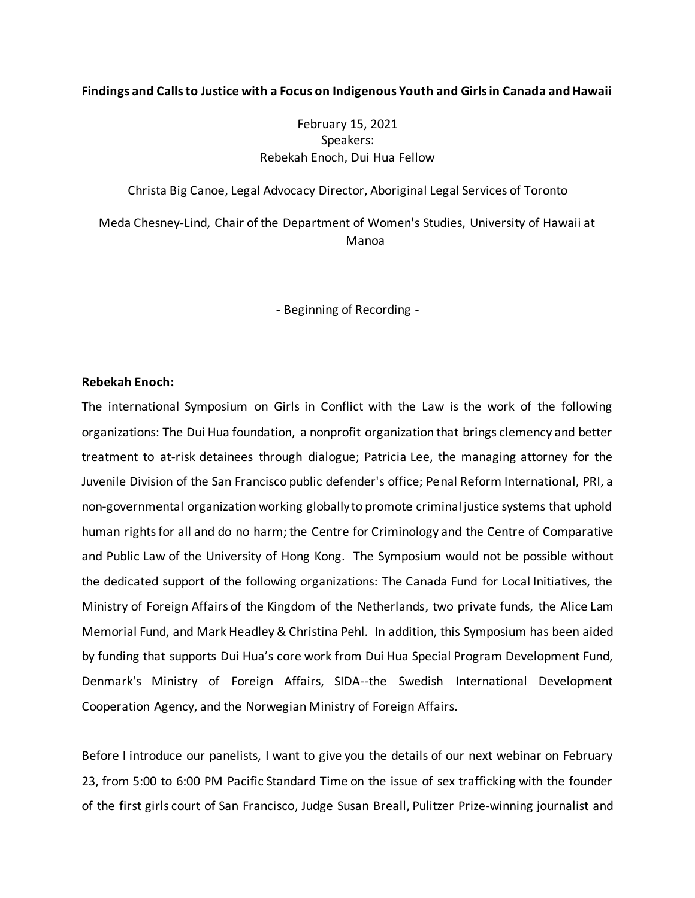**Findings and Calls to Justice with a Focus on Indigenous Youth and Girls in Canada and Hawaii**

February 15, 2021
Speakers:
Rebekah Enoch, Dui Hua Fellow

Christa Big Canoe, Legal Advocacy Director, Aboriginal Legal Services of Toronto

Meda Chesney-Lind, Chair of the Department of Women's Studies, University of Hawaii at Manoa

- Beginning of Recording -

**Rebekah Enoch:**
The international Symposium on Girls in Conflict with the Law is the work of the following organizations: The Dui Hua foundation, a nonprofit organization that brings clemency and better treatment to at-risk detainees through dialogue; Patricia Lee, the managing attorney for the Juvenile Division of the San Francisco public defender's office; Penal Reform International, PRI, a non-governmental organization working globally to promote criminal justice systems that uphold human rights for all and do no harm; the Centre for Criminology and the Centre of Comparative and Public Law of the University of Hong Kong. The Symposium would not be possible without the dedicated support of the following organizations: The Canada Fund for Local Initiatives, the Ministry of Foreign Affairs of the Kingdom of the Netherlands, two private funds, the Alice Lam Memorial Fund, and Mark Headley & Christina Pehl. In addition, this Symposium has been aided by funding that supports Dui Hua's core work from Dui Hua Special Program Development Fund, Denmark's Ministry of Foreign Affairs, SIDA--the Swedish International Development Cooperation Agency, and the Norwegian Ministry of Foreign Affairs.

Before I introduce our panelists, I want to give you the details of our next webinar on February 23, from 5:00 to 6:00 PM Pacific Standard Time on the issue of sex trafficking with the founder of the first girls court of San Francisco, Judge Susan Breall, Pulitzer Prize-winning journalist and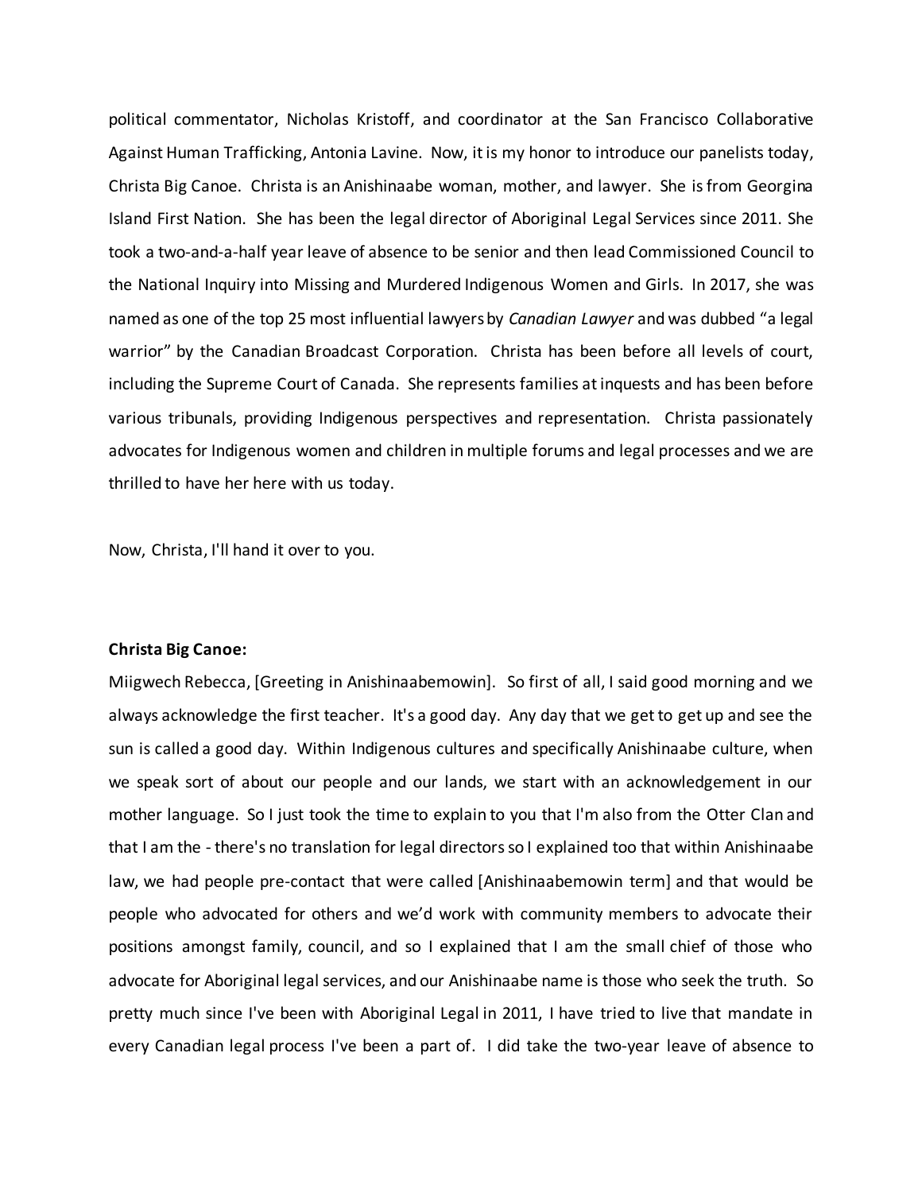political commentator, Nicholas Kristoff, and coordinator at the San Francisco Collaborative Against Human Trafficking, Antonia Lavine. Now, it is my honor to introduce our panelists today, Christa Big Canoe. Christa is an Anishinaabe woman, mother, and lawyer. She is from Georgina Island First Nation. She has been the legal director of Aboriginal Legal Services since 2011. She took a two-and-a-half year leave of absence to be senior and then lead Commissioned Council to the National Inquiry into Missing and Murdered Indigenous Women and Girls. In 2017, she was named as one of the top 25 most influential lawyers by *Canadian Lawyer* and was dubbed "a legal warrior" by the Canadian Broadcast Corporation. Christa has been before all levels of court, including the Supreme Court of Canada. She represents families at inquests and has been before various tribunals, providing Indigenous perspectives and representation. Christa passionately advocates for Indigenous women and children in multiple forums and legal processes and we are thrilled to have her here with us today.

Now, Christa, I'll hand it over to you.

**Christa Big Canoe:**

Miigwech Rebecca, [Greeting in Anishinaabemowin]. So first of all, I said good morning and we always acknowledge the first teacher. It's a good day. Any day that we get to get up and see the sun is called a good day. Within Indigenous cultures and specifically Anishinaabe culture, when we speak sort of about our people and our lands, we start with an acknowledgement in our mother language. So I just took the time to explain to you that I'm also from the Otter Clan and that I am the - there's no translation for legal directors so I explained too that within Anishinaabe law, we had people pre-contact that were called [Anishinaabemowin term] and that would be people who advocated for others and we'd work with community members to advocate their positions amongst family, council, and so I explained that I am the small chief of those who advocate for Aboriginal legal services, and our Anishinaabe name is those who seek the truth. So pretty much since I've been with Aboriginal Legal in 2011, I have tried to live that mandate in every Canadian legal process I've been a part of. I did take the two-year leave of absence to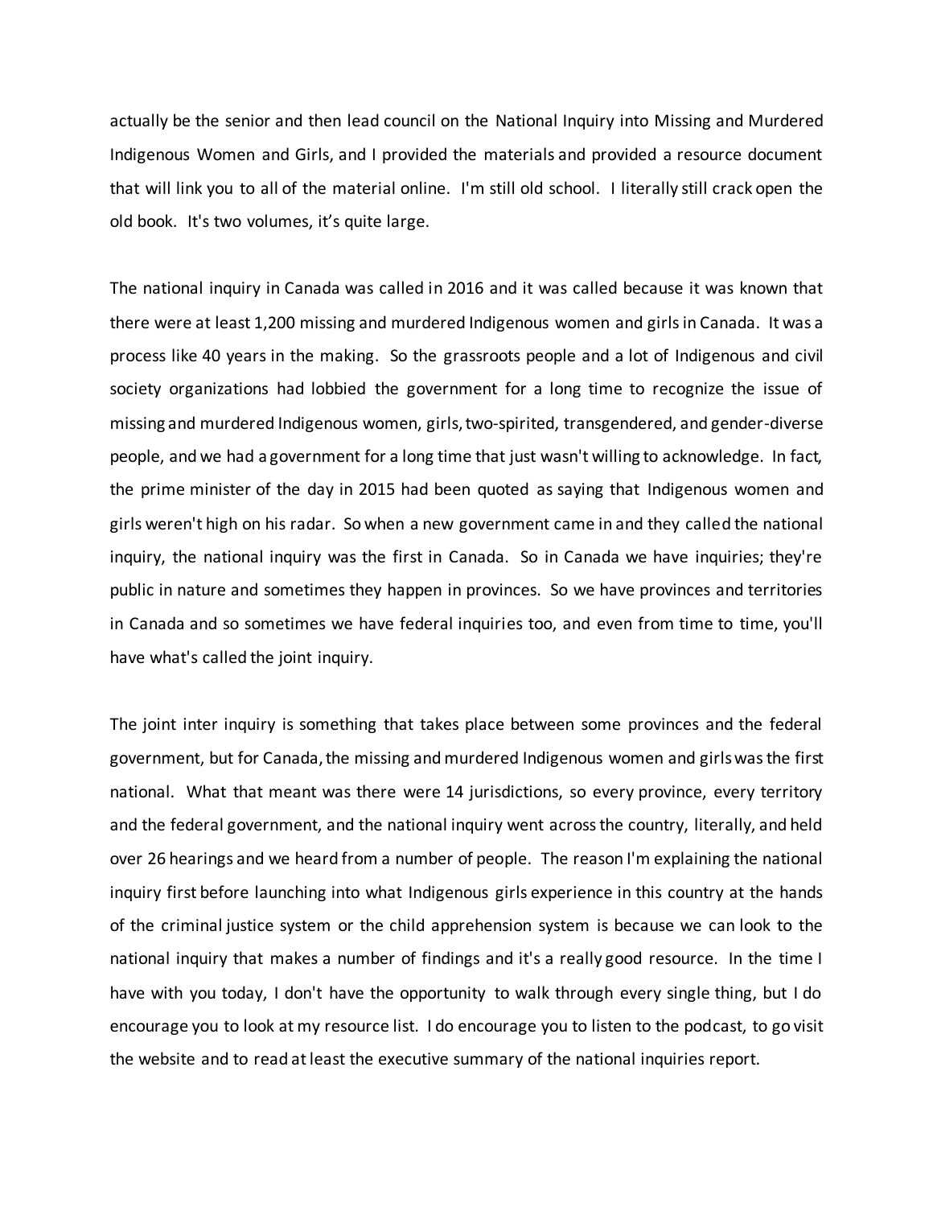actually be the senior and then lead council on the National Inquiry into Missing and Murdered Indigenous Women and Girls, and I provided the materials and provided a resource document that will link you to all of the material online. I'm still old school. I literally still crack open the old book. It's two volumes, it's quite large.

The national inquiry in Canada was called in 2016 and it was called because it was known that there were at least 1,200 missing and murdered Indigenous women and girls in Canada. It was a process like 40 years in the making. So the grassroots people and a lot of Indigenous and civil society organizations had lobbied the government for a long time to recognize the issue of missing and murdered Indigenous women, girls, two-spirited, transgendered, and gender-diverse people, and we had a government for a long time that just wasn't willing to acknowledge. In fact, the prime minister of the day in 2015 had been quoted as saying that Indigenous women and girls weren't high on his radar. So when a new government came in and they called the national inquiry, the national inquiry was the first in Canada. So in Canada we have inquiries; they're public in nature and sometimes they happen in provinces. So we have provinces and territories in Canada and so sometimes we have federal inquiries too, and even from time to time, you'll have what's called the joint inquiry.

The joint inter inquiry is something that takes place between some provinces and the federal government, but for Canada, the missing and murdered Indigenous women and girls was the first national. What that meant was there were 14 jurisdictions, so every province, every territory and the federal government, and the national inquiry went across the country, literally, and held over 26 hearings and we heard from a number of people. The reason I'm explaining the national inquiry first before launching into what Indigenous girls experience in this country at the hands of the criminal justice system or the child apprehension system is because we can look to the national inquiry that makes a number of findings and it's a really good resource. In the time I have with you today, I don't have the opportunity to walk through every single thing, but I do encourage you to look at my resource list. I do encourage you to listen to the podcast, to go visit the website and to read at least the executive summary of the national inquiries report.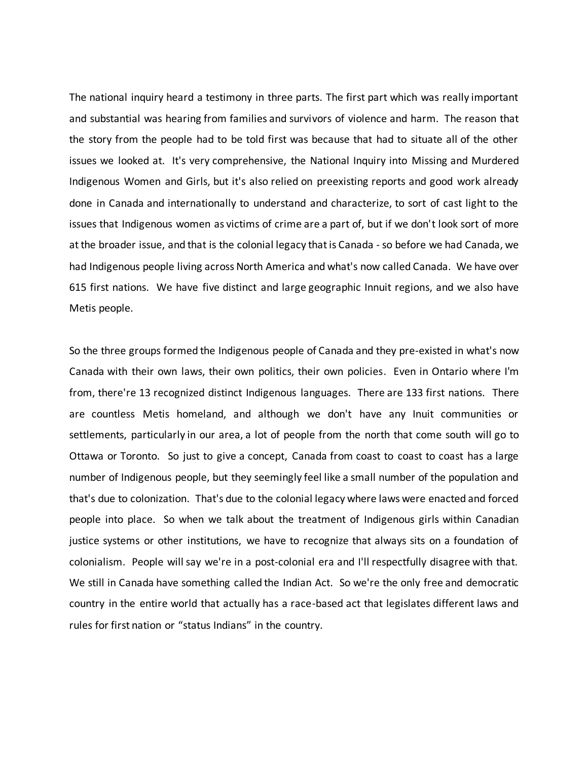The national inquiry heard a testimony in three parts. The first part which was really important and substantial was hearing from families and survivors of violence and harm. The reason that the story from the people had to be told first was because that had to situate all of the other issues we looked at. It's very comprehensive, the National Inquiry into Missing and Murdered Indigenous Women and Girls, but it's also relied on preexisting reports and good work already done in Canada and internationally to understand and characterize, to sort of cast light to the issues that Indigenous women as victims of crime are a part of, but if we don't look sort of more at the broader issue, and that is the colonial legacy that is Canada - so before we had Canada, we had Indigenous people living across North America and what's now called Canada. We have over 615 first nations. We have five distinct and large geographic Innuit regions, and we also have Metis people.

So the three groups formed the Indigenous people of Canada and they pre-existed in what's now Canada with their own laws, their own politics, their own policies. Even in Ontario where I'm from, there're 13 recognized distinct Indigenous languages. There are 133 first nations. There are countless Metis homeland, and although we don't have any Inuit communities or settlements, particularly in our area, a lot of people from the north that come south will go to Ottawa or Toronto. So just to give a concept, Canada from coast to coast to coast has a large number of Indigenous people, but they seemingly feel like a small number of the population and that's due to colonization. That's due to the colonial legacy where laws were enacted and forced people into place. So when we talk about the treatment of Indigenous girls within Canadian justice systems or other institutions, we have to recognize that always sits on a foundation of colonialism. People will say we're in a post-colonial era and I'll respectfully disagree with that. We still in Canada have something called the Indian Act. So we're the only free and democratic country in the entire world that actually has a race-based act that legislates different laws and rules for first nation or "status Indians" in the country.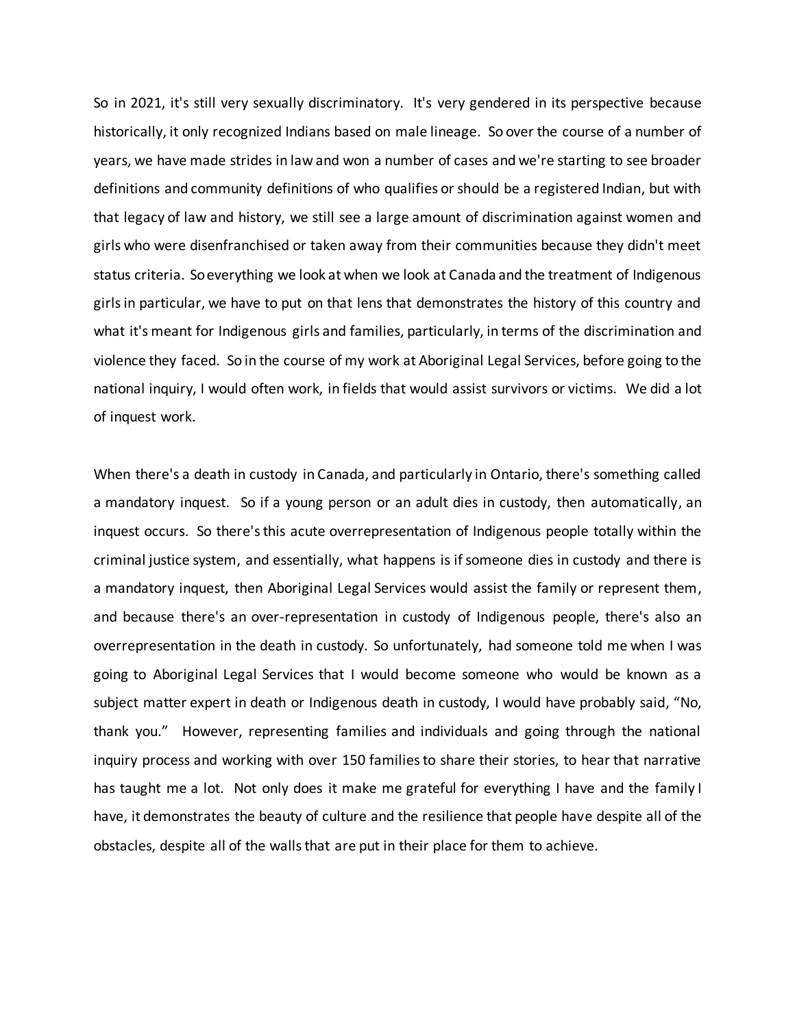So in 2021, it's still very sexually discriminatory. It's very gendered in its perspective because historically, it only recognized Indians based on male lineage. So over the course of a number of years, we have made strides in law and won a number of cases and we're starting to see broader definitions and community definitions of who qualifies or should be a registered Indian, but with that legacy of law and history, we still see a large amount of discrimination against women and girls who were disenfranchised or taken away from their communities because they didn't meet status criteria. So everything we look at when we look at Canada and the treatment of Indigenous girls in particular, we have to put on that lens that demonstrates the history of this country and what it's meant for Indigenous girls and families, particularly, in terms of the discrimination and violence they faced. So in the course of my work at Aboriginal Legal Services, before going to the national inquiry, I would often work, in fields that would assist survivors or victims. We did a lot of inquest work.

When there's a death in custody in Canada, and particularly in Ontario, there's something called a mandatory inquest. So if a young person or an adult dies in custody, then automatically, an inquest occurs. So there's this acute overrepresentation of Indigenous people totally within the criminal justice system, and essentially, what happens is if someone dies in custody and there is a mandatory inquest, then Aboriginal Legal Services would assist the family or represent them, and because there's an over-representation in custody of Indigenous people, there's also an overrepresentation in the death in custody. So unfortunately, had someone told me when I was going to Aboriginal Legal Services that I would become someone who would be known as a subject matter expert in death or Indigenous death in custody, I would have probably said, "No, thank you." However, representing families and individuals and going through the national inquiry process and working with over 150 families to share their stories, to hear that narrative has taught me a lot. Not only does it make me grateful for everything I have and the family I have, it demonstrates the beauty of culture and the resilience that people have despite all of the obstacles, despite all of the walls that are put in their place for them to achieve.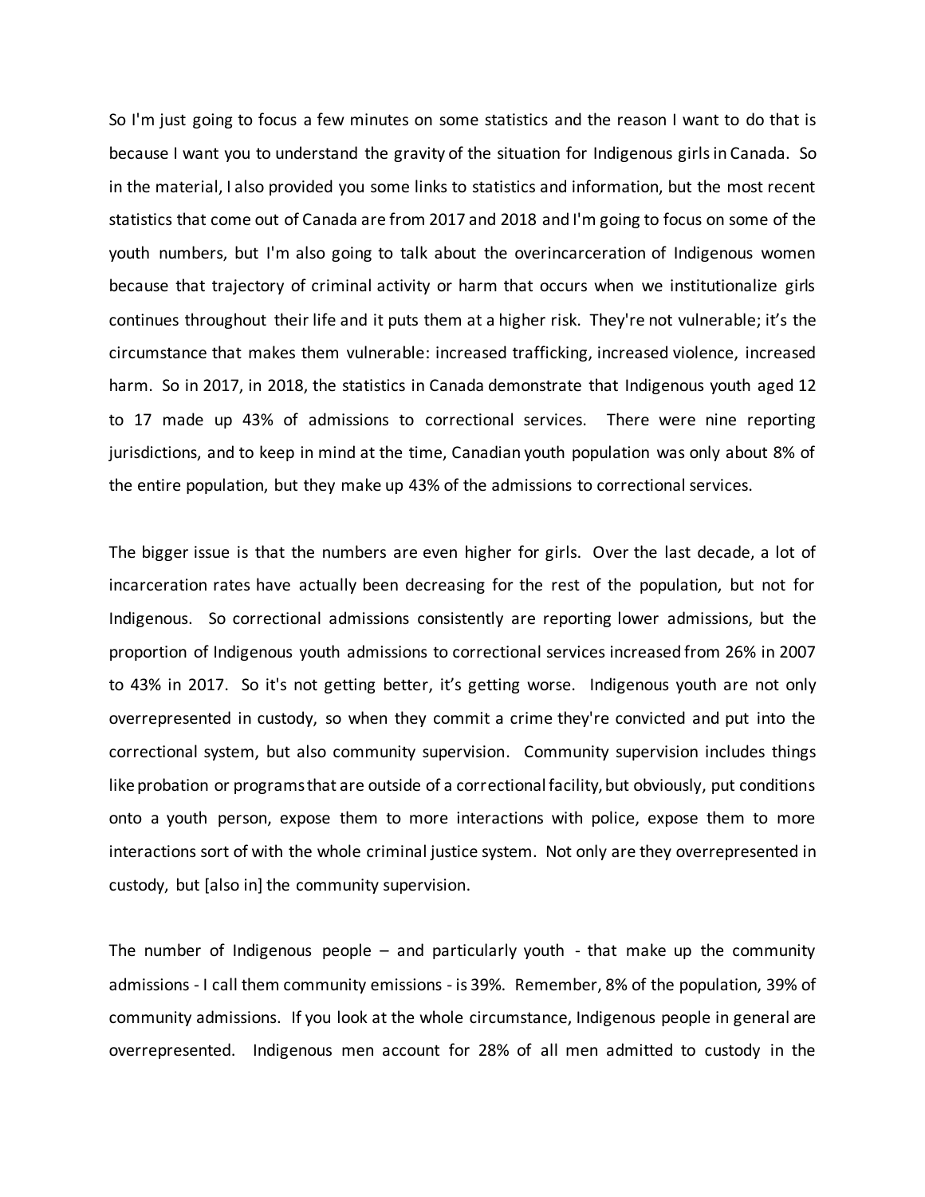So I'm just going to focus a few minutes on some statistics and the reason I want to do that is because I want you to understand the gravity of the situation for Indigenous girls in Canada. So in the material, I also provided you some links to statistics and information, but the most recent statistics that come out of Canada are from 2017 and 2018 and I'm going to focus on some of the youth numbers, but I'm also going to talk about the overincarceration of Indigenous women because that trajectory of criminal activity or harm that occurs when we institutionalize girls continues throughout their life and it puts them at a higher risk. They're not vulnerable; it's the circumstance that makes them vulnerable: increased trafficking, increased violence, increased harm. So in 2017, in 2018, the statistics in Canada demonstrate that Indigenous youth aged 12 to 17 made up 43% of admissions to correctional services. There were nine reporting jurisdictions, and to keep in mind at the time, Canadian youth population was only about 8% of the entire population, but they make up 43% of the admissions to correctional services.

The bigger issue is that the numbers are even higher for girls. Over the last decade, a lot of incarceration rates have actually been decreasing for the rest of the population, but not for Indigenous. So correctional admissions consistently are reporting lower admissions, but the proportion of Indigenous youth admissions to correctional services increased from 26% in 2007 to 43% in 2017. So it's not getting better, it's getting worse. Indigenous youth are not only overrepresented in custody, so when they commit a crime they're convicted and put into the correctional system, but also community supervision. Community supervision includes things like probation or programs that are outside of a correctional facility, but obviously, put conditions onto a youth person, expose them to more interactions with police, expose them to more interactions sort of with the whole criminal justice system. Not only are they overrepresented in custody, but [also in] the community supervision.

The number of Indigenous people – and particularly youth - that make up the community admissions - I call them community emissions - is 39%. Remember, 8% of the population, 39% of community admissions. If you look at the whole circumstance, Indigenous people in general are overrepresented. Indigenous men account for 28% of all men admitted to custody in the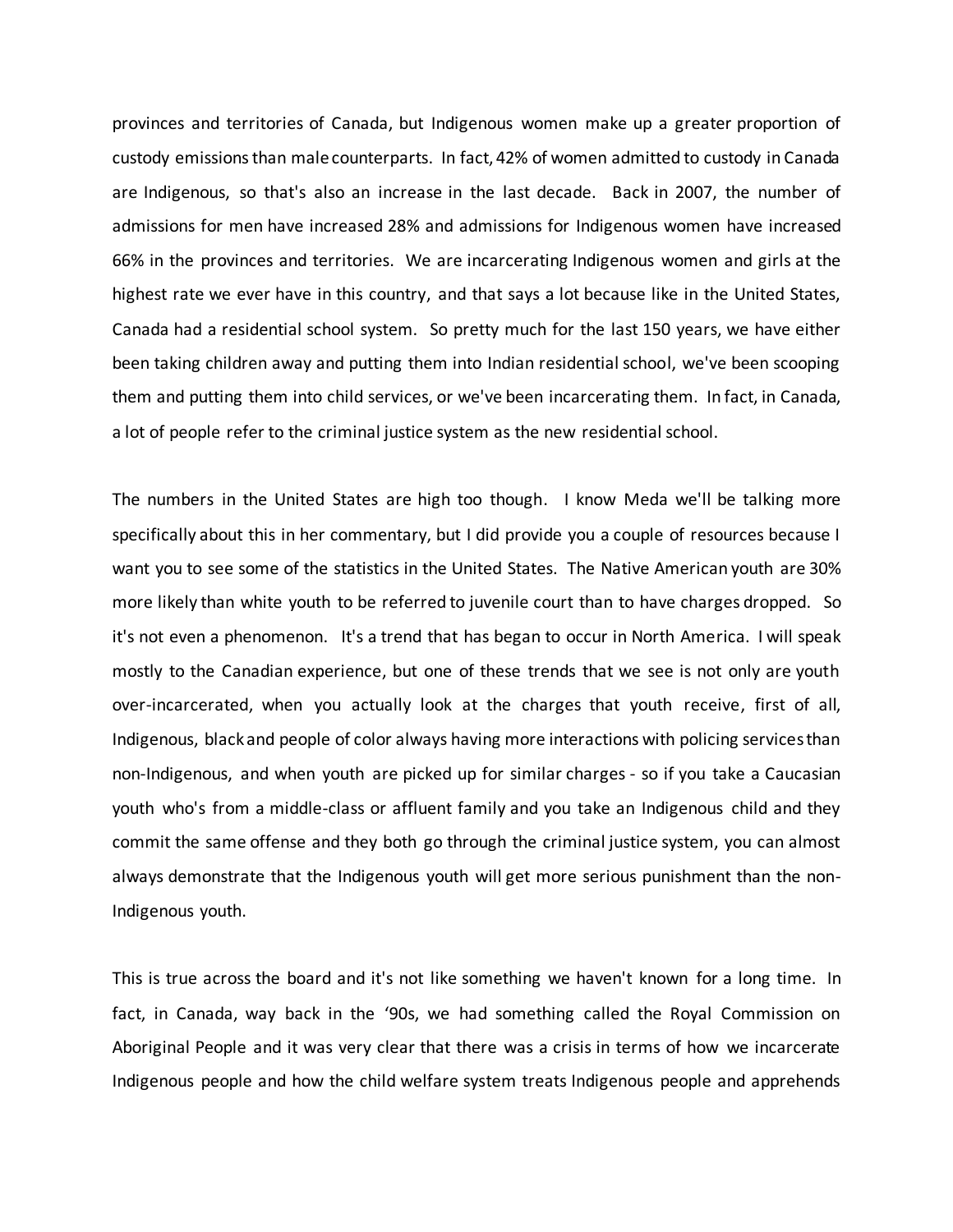provinces and territories of Canada, but Indigenous women make up a greater proportion of custody emissions than male counterparts. In fact, 42% of women admitted to custody in Canada are Indigenous, so that's also an increase in the last decade. Back in 2007, the number of admissions for men have increased 28% and admissions for Indigenous women have increased 66% in the provinces and territories. We are incarcerating Indigenous women and girls at the highest rate we ever have in this country, and that says a lot because like in the United States, Canada had a residential school system. So pretty much for the last 150 years, we have either been taking children away and putting them into Indian residential school, we've been scooping them and putting them into child services, or we've been incarcerating them. In fact, in Canada, a lot of people refer to the criminal justice system as the new residential school.

The numbers in the United States are high too though. I know Meda we'll be talking more specifically about this in her commentary, but I did provide you a couple of resources because I want you to see some of the statistics in the United States. The Native American youth are 30% more likely than white youth to be referred to juvenile court than to have charges dropped. So it's not even a phenomenon. It's a trend that has began to occur in North America. I will speak mostly to the Canadian experience, but one of these trends that we see is not only are youth over-incarcerated, when you actually look at the charges that youth receive, first of all, Indigenous, black and people of color always having more interactions with policing services than non-Indigenous, and when youth are picked up for similar charges - so if you take a Caucasian youth who's from a middle-class or affluent family and you take an Indigenous child and they commit the same offense and they both go through the criminal justice system, you can almost always demonstrate that the Indigenous youth will get more serious punishment than the non-Indigenous youth.

This is true across the board and it's not like something we haven't known for a long time. In fact, in Canada, way back in the '90s, we had something called the Royal Commission on Aboriginal People and it was very clear that there was a crisis in terms of how we incarcerate Indigenous people and how the child welfare system treats Indigenous people and apprehends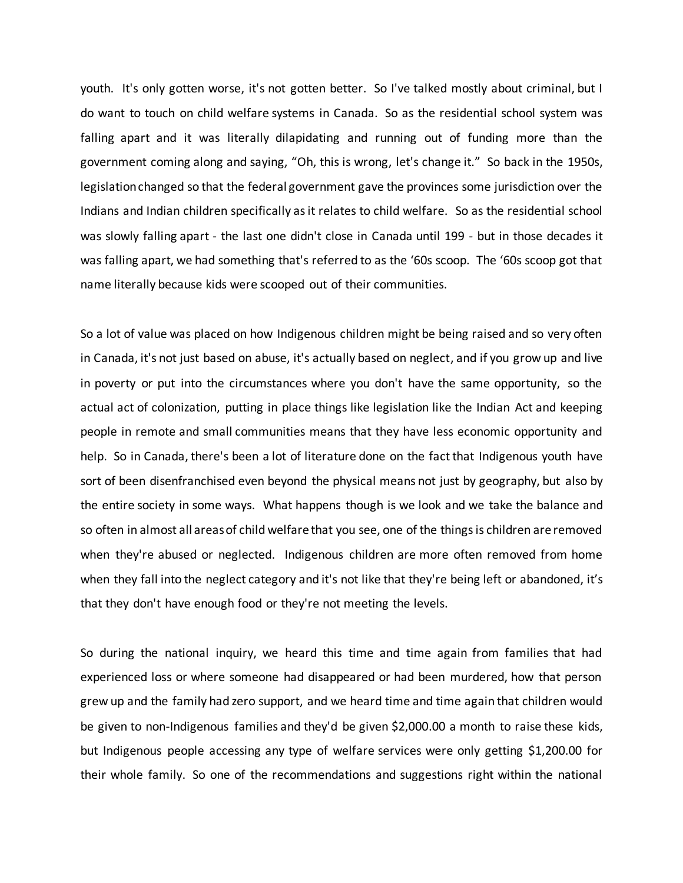youth. It's only gotten worse, it's not gotten better. So I've talked mostly about criminal, but I do want to touch on child welfare systems in Canada. So as the residential school system was falling apart and it was literally dilapidating and running out of funding more than the government coming along and saying, "Oh, this is wrong, let's change it." So back in the 1950s, legislation changed so that the federal government gave the provinces some jurisdiction over the Indians and Indian children specifically as it relates to child welfare. So as the residential school was slowly falling apart - the last one didn't close in Canada until 199 - but in those decades it was falling apart, we had something that's referred to as the '60s scoop. The '60s scoop got that name literally because kids were scooped out of their communities.

So a lot of value was placed on how Indigenous children might be being raised and so very often in Canada, it's not just based on abuse, it's actually based on neglect, and if you grow up and live in poverty or put into the circumstances where you don't have the same opportunity, so the actual act of colonization, putting in place things like legislation like the Indian Act and keeping people in remote and small communities means that they have less economic opportunity and help. So in Canada, there's been a lot of literature done on the fact that Indigenous youth have sort of been disenfranchised even beyond the physical means not just by geography, but also by the entire society in some ways. What happens though is we look and we take the balance and so often in almost all areas of child welfare that you see, one of the things is children are removed when they're abused or neglected. Indigenous children are more often removed from home when they fall into the neglect category and it's not like that they're being left or abandoned, it's that they don't have enough food or they're not meeting the levels.

So during the national inquiry, we heard this time and time again from families that had experienced loss or where someone had disappeared or had been murdered, how that person grew up and the family had zero support, and we heard time and time again that children would be given to non-Indigenous families and they'd be given $2,000.00 a month to raise these kids, but Indigenous people accessing any type of welfare services were only getting $1,200.00 for their whole family. So one of the recommendations and suggestions right within the national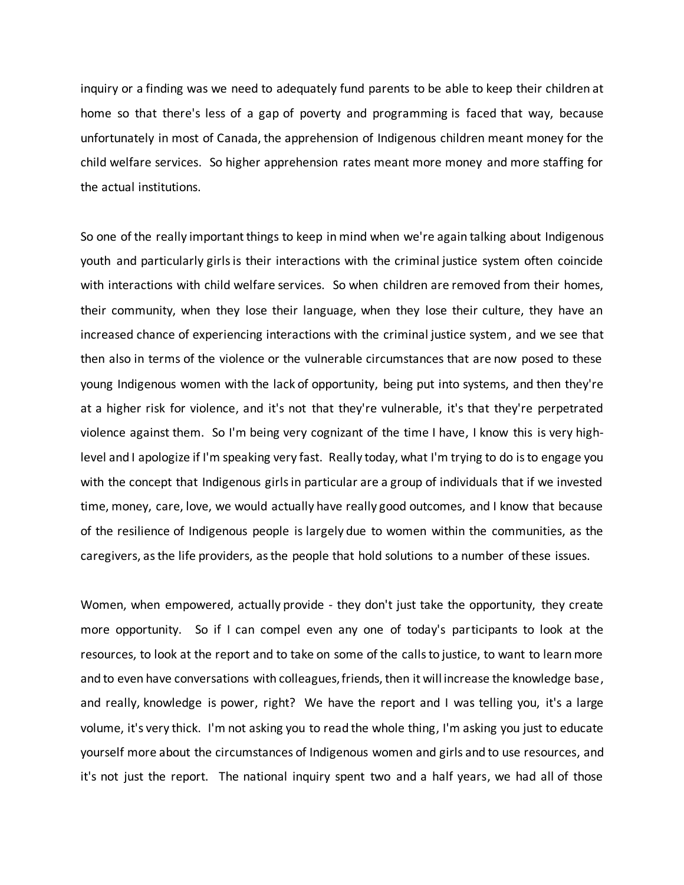inquiry or a finding was we need to adequately fund parents to be able to keep their children at home so that there's less of a gap of poverty and programming is faced that way, because unfortunately in most of Canada, the apprehension of Indigenous children meant money for the child welfare services. So higher apprehension rates meant more money and more staffing for the actual institutions.

So one of the really important things to keep in mind when we're again talking about Indigenous youth and particularly girls is their interactions with the criminal justice system often coincide with interactions with child welfare services. So when children are removed from their homes, their community, when they lose their language, when they lose their culture, they have an increased chance of experiencing interactions with the criminal justice system, and we see that then also in terms of the violence or the vulnerable circumstances that are now posed to these young Indigenous women with the lack of opportunity, being put into systems, and then they're at a higher risk for violence, and it's not that they're vulnerable, it's that they're perpetrated violence against them. So I'm being very cognizant of the time I have, I know this is very high-level and I apologize if I'm speaking very fast. Really today, what I'm trying to do is to engage you with the concept that Indigenous girls in particular are a group of individuals that if we invested time, money, care, love, we would actually have really good outcomes, and I know that because of the resilience of Indigenous people is largely due to women within the communities, as the caregivers, as the life providers, as the people that hold solutions to a number of these issues.

Women, when empowered, actually provide - they don't just take the opportunity, they create more opportunity. So if I can compel even any one of today's participants to look at the resources, to look at the report and to take on some of the calls to justice, to want to learn more and to even have conversations with colleagues, friends, then it will increase the knowledge base, and really, knowledge is power, right? We have the report and I was telling you, it's a large volume, it's very thick. I'm not asking you to read the whole thing, I'm asking you just to educate yourself more about the circumstances of Indigenous women and girls and to use resources, and it's not just the report. The national inquiry spent two and a half years, we had all of those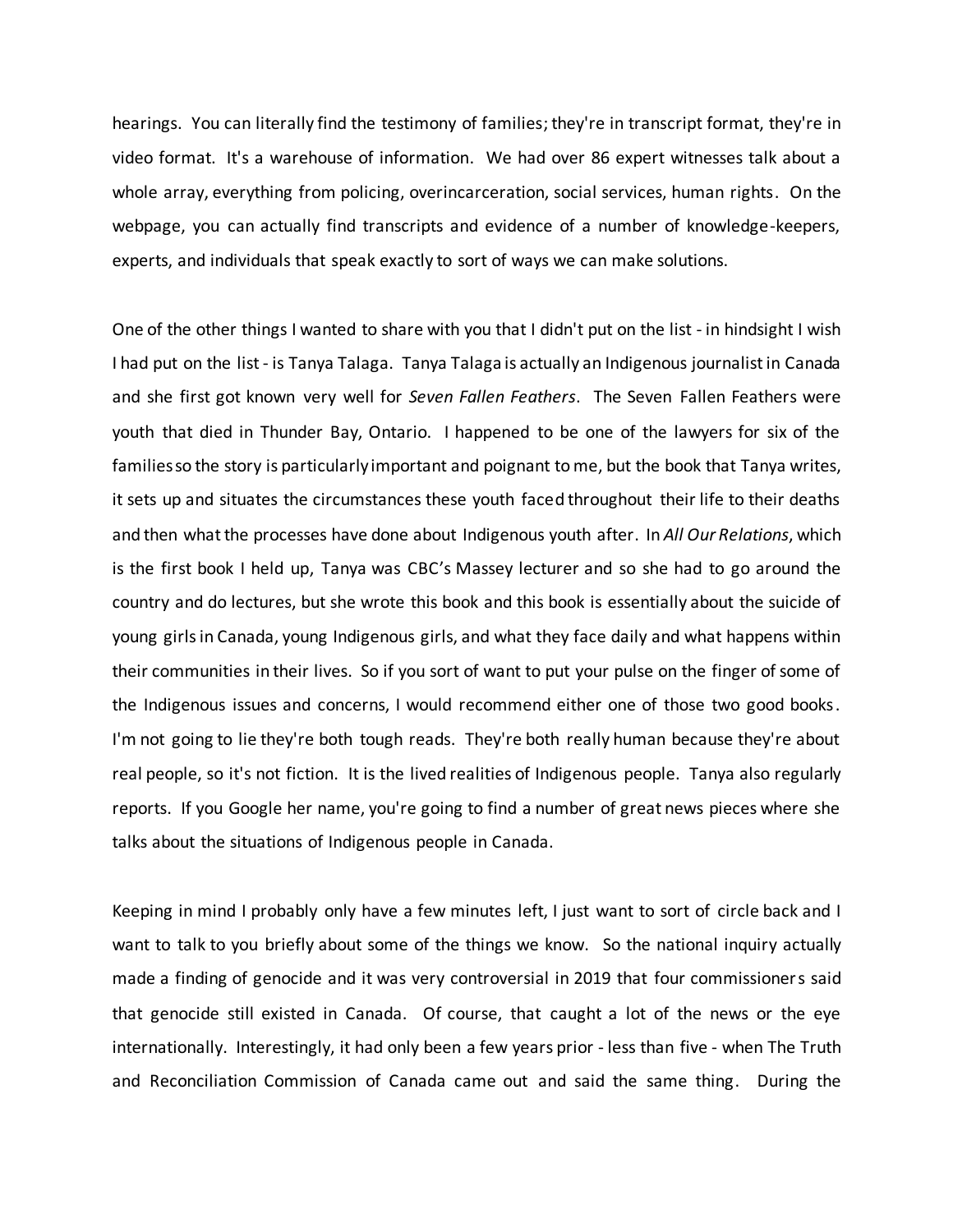hearings. You can literally find the testimony of families; they're in transcript format, they're in video format. It's a warehouse of information. We had over 86 expert witnesses talk about a whole array, everything from policing, overincarceration, social services, human rights. On the webpage, you can actually find transcripts and evidence of a number of knowledge-keepers, experts, and individuals that speak exactly to sort of ways we can make solutions.

One of the other things I wanted to share with you that I didn't put on the list - in hindsight I wish I had put on the list - is Tanya Talaga. Tanya Talaga is actually an Indigenous journalist in Canada and she first got known very well for *Seven Fallen Feathers*. The Seven Fallen Feathers were youth that died in Thunder Bay, Ontario. I happened to be one of the lawyers for six of the families so the story is particularly important and poignant to me, but the book that Tanya writes, it sets up and situates the circumstances these youth faced throughout their life to their deaths and then what the processes have done about Indigenous youth after. In *All Our Relations*, which is the first book I held up, Tanya was CBC's Massey lecturer and so she had to go around the country and do lectures, but she wrote this book and this book is essentially about the suicide of young girls in Canada, young Indigenous girls, and what they face daily and what happens within their communities in their lives. So if you sort of want to put your pulse on the finger of some of the Indigenous issues and concerns, I would recommend either one of those two good books. I'm not going to lie they're both tough reads. They're both really human because they're about real people, so it's not fiction. It is the lived realities of Indigenous people. Tanya also regularly reports. If you Google her name, you're going to find a number of great news pieces where she talks about the situations of Indigenous people in Canada.

Keeping in mind I probably only have a few minutes left, I just want to sort of circle back and I want to talk to you briefly about some of the things we know. So the national inquiry actually made a finding of genocide and it was very controversial in 2019 that four commissioners said that genocide still existed in Canada. Of course, that caught a lot of the news or the eye internationally. Interestingly, it had only been a few years prior - less than five - when The Truth and Reconciliation Commission of Canada came out and said the same thing. During the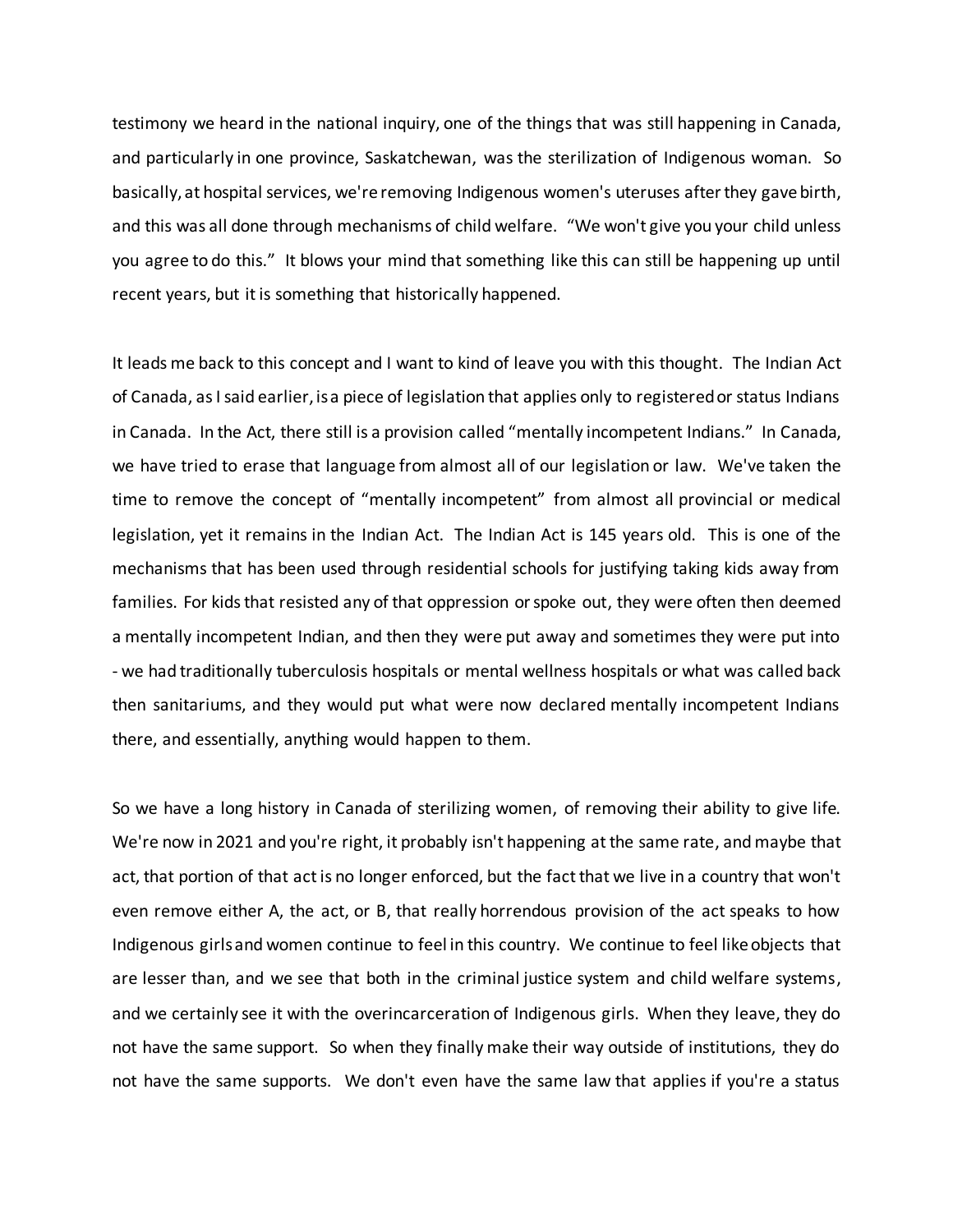testimony we heard in the national inquiry, one of the things that was still happening in Canada, and particularly in one province, Saskatchewan, was the sterilization of Indigenous woman. So basically, at hospital services, we're removing Indigenous women's uteruses after they gave birth, and this was all done through mechanisms of child welfare. "We won't give you your child unless you agree to do this." It blows your mind that something like this can still be happening up until recent years, but it is something that historically happened.

It leads me back to this concept and I want to kind of leave you with this thought. The Indian Act of Canada, as I said earlier, is a piece of legislation that applies only to registered or status Indians in Canada. In the Act, there still is a provision called "mentally incompetent Indians." In Canada, we have tried to erase that language from almost all of our legislation or law. We've taken the time to remove the concept of "mentally incompetent" from almost all provincial or medical legislation, yet it remains in the Indian Act. The Indian Act is 145 years old. This is one of the mechanisms that has been used through residential schools for justifying taking kids away from families. For kids that resisted any of that oppression or spoke out, they were often then deemed a mentally incompetent Indian, and then they were put away and sometimes they were put into - we had traditionally tuberculosis hospitals or mental wellness hospitals or what was called back then sanitariums, and they would put what were now declared mentally incompetent Indians there, and essentially, anything would happen to them.

So we have a long history in Canada of sterilizing women, of removing their ability to give life. We're now in 2021 and you're right, it probably isn't happening at the same rate, and maybe that act, that portion of that act is no longer enforced, but the fact that we live in a country that won't even remove either A, the act, or B, that really horrendous provision of the act speaks to how Indigenous girls and women continue to feel in this country. We continue to feel like objects that are lesser than, and we see that both in the criminal justice system and child welfare systems, and we certainly see it with the overincarceration of Indigenous girls. When they leave, they do not have the same support. So when they finally make their way outside of institutions, they do not have the same supports. We don't even have the same law that applies if you're a status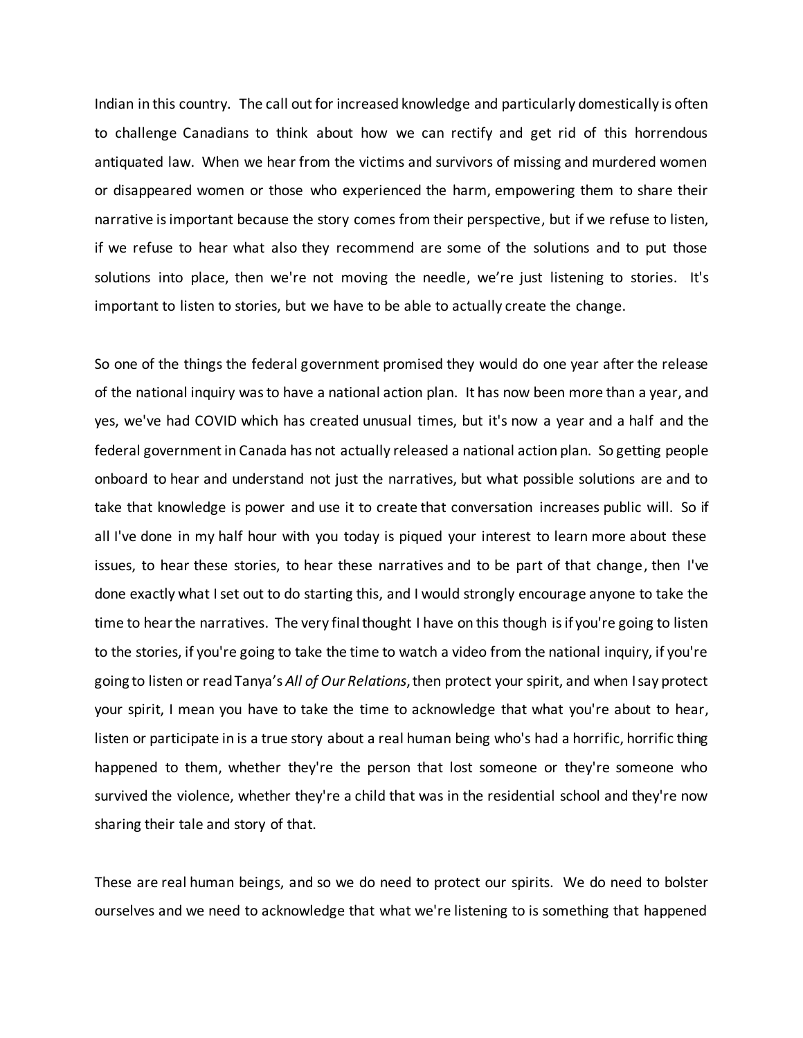Indian in this country. The call out for increased knowledge and particularly domestically is often to challenge Canadians to think about how we can rectify and get rid of this horrendous antiquated law. When we hear from the victims and survivors of missing and murdered women or disappeared women or those who experienced the harm, empowering them to share their narrative is important because the story comes from their perspective, but if we refuse to listen, if we refuse to hear what also they recommend are some of the solutions and to put those solutions into place, then we're not moving the needle, we're just listening to stories. It's important to listen to stories, but we have to be able to actually create the change.

So one of the things the federal government promised they would do one year after the release of the national inquiry was to have a national action plan. It has now been more than a year, and yes, we've had COVID which has created unusual times, but it's now a year and a half and the federal government in Canada has not actually released a national action plan. So getting people onboard to hear and understand not just the narratives, but what possible solutions are and to take that knowledge is power and use it to create that conversation increases public will. So if all I've done in my half hour with you today is piqued your interest to learn more about these issues, to hear these stories, to hear these narratives and to be part of that change, then I've done exactly what I set out to do starting this, and I would strongly encourage anyone to take the time to hear the narratives. The very final thought I have on this though is if you're going to listen to the stories, if you're going to take the time to watch a video from the national inquiry, if you're going to listen or read Tanya's *All of Our Relations*, then protect your spirit, and when I say protect your spirit, I mean you have to take the time to acknowledge that what you're about to hear, listen or participate in is a true story about a real human being who's had a horrific, horrific thing happened to them, whether they're the person that lost someone or they're someone who survived the violence, whether they're a child that was in the residential school and they're now sharing their tale and story of that.

These are real human beings, and so we do need to protect our spirits. We do need to bolster ourselves and we need to acknowledge that what we're listening to is something that happened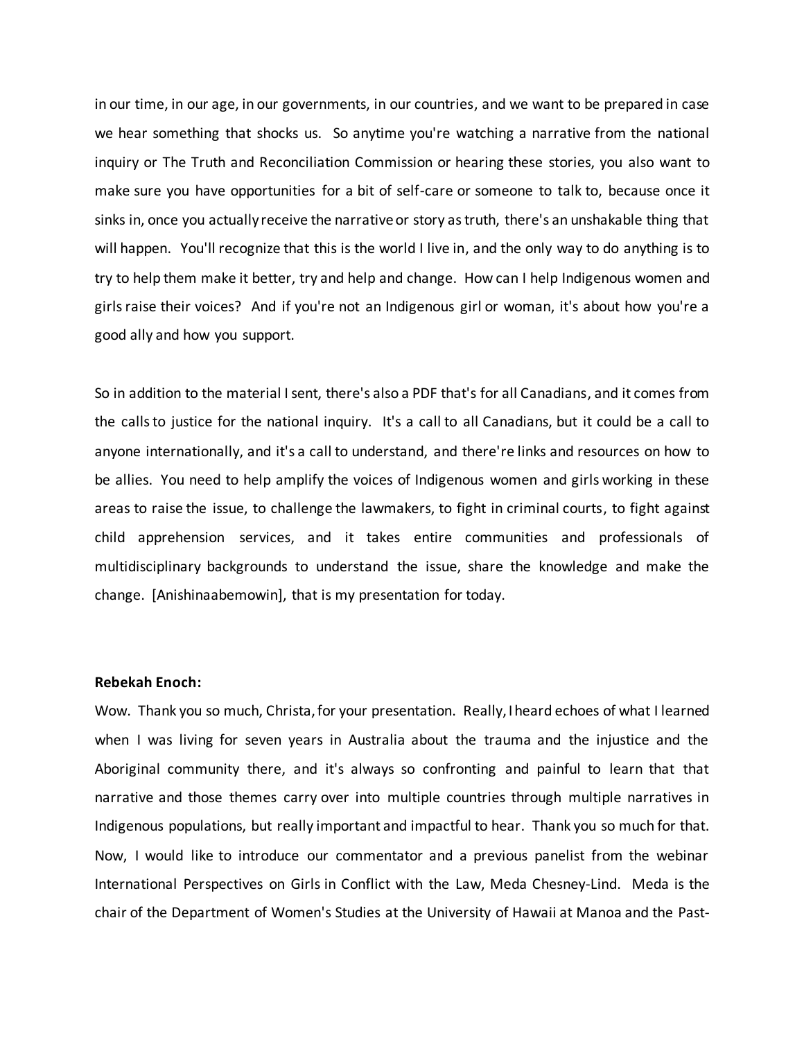in our time, in our age, in our governments, in our countries, and we want to be prepared in case we hear something that shocks us. So anytime you're watching a narrative from the national inquiry or The Truth and Reconciliation Commission or hearing these stories, you also want to make sure you have opportunities for a bit of self-care or someone to talk to, because once it sinks in, once you actually receive the narrative or story as truth, there's an unshakable thing that will happen. You'll recognize that this is the world I live in, and the only way to do anything is to try to help them make it better, try and help and change. How can I help Indigenous women and girls raise their voices? And if you're not an Indigenous girl or woman, it's about how you're a good ally and how you support.

So in addition to the material I sent, there's also a PDF that's for all Canadians, and it comes from the calls to justice for the national inquiry. It's a call to all Canadians, but it could be a call to anyone internationally, and it's a call to understand, and there're links and resources on how to be allies. You need to help amplify the voices of Indigenous women and girls working in these areas to raise the issue, to challenge the lawmakers, to fight in criminal courts, to fight against child apprehension services, and it takes entire communities and professionals of multidisciplinary backgrounds to understand the issue, share the knowledge and make the change. [Anishinaabemowin], that is my presentation for today.

**Rebekah Enoch:**

Wow. Thank you so much, Christa, for your presentation. Really, I heard echoes of what I learned when I was living for seven years in Australia about the trauma and the injustice and the Aboriginal community there, and it's always so confronting and painful to learn that that narrative and those themes carry over into multiple countries through multiple narratives in Indigenous populations, but really important and impactful to hear. Thank you so much for that. Now, I would like to introduce our commentator and a previous panelist from the webinar International Perspectives on Girls in Conflict with the Law, Meda Chesney-Lind. Meda is the chair of the Department of Women's Studies at the University of Hawaii at Manoa and the Past-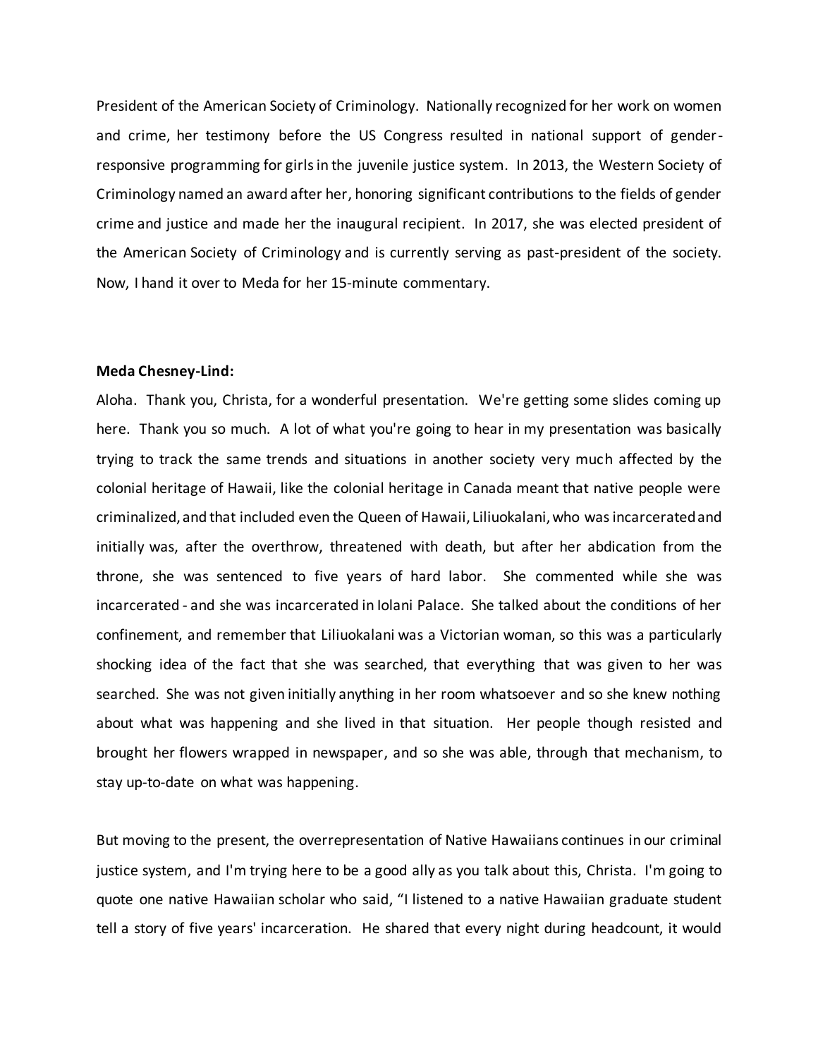President of the American Society of Criminology. Nationally recognized for her work on women and crime, her testimony before the US Congress resulted in national support of gender-responsive programming for girls in the juvenile justice system. In 2013, the Western Society of Criminology named an award after her, honoring significant contributions to the fields of gender crime and justice and made her the inaugural recipient. In 2017, she was elected president of the American Society of Criminology and is currently serving as past-president of the society. Now, I hand it over to Meda for her 15-minute commentary.

**Meda Chesney-Lind:**
Aloha. Thank you, Christa, for a wonderful presentation. We're getting some slides coming up here. Thank you so much. A lot of what you're going to hear in my presentation was basically trying to track the same trends and situations in another society very much affected by the colonial heritage of Hawaii, like the colonial heritage in Canada meant that native people were criminalized, and that included even the Queen of Hawaii, Liliuokalani, who was incarcerated and initially was, after the overthrow, threatened with death, but after her abdication from the throne, she was sentenced to five years of hard labor. She commented while she was incarcerated - and she was incarcerated in Iolani Palace. She talked about the conditions of her confinement, and remember that Liliuokalani was a Victorian woman, so this was a particularly shocking idea of the fact that she was searched, that everything that was given to her was searched. She was not given initially anything in her room whatsoever and so she knew nothing about what was happening and she lived in that situation. Her people though resisted and brought her flowers wrapped in newspaper, and so she was able, through that mechanism, to stay up-to-date on what was happening.

But moving to the present, the overrepresentation of Native Hawaiians continues in our criminal justice system, and I'm trying here to be a good ally as you talk about this, Christa. I'm going to quote one native Hawaiian scholar who said, "I listened to a native Hawaiian graduate student tell a story of five years' incarceration. He shared that every night during headcount, it would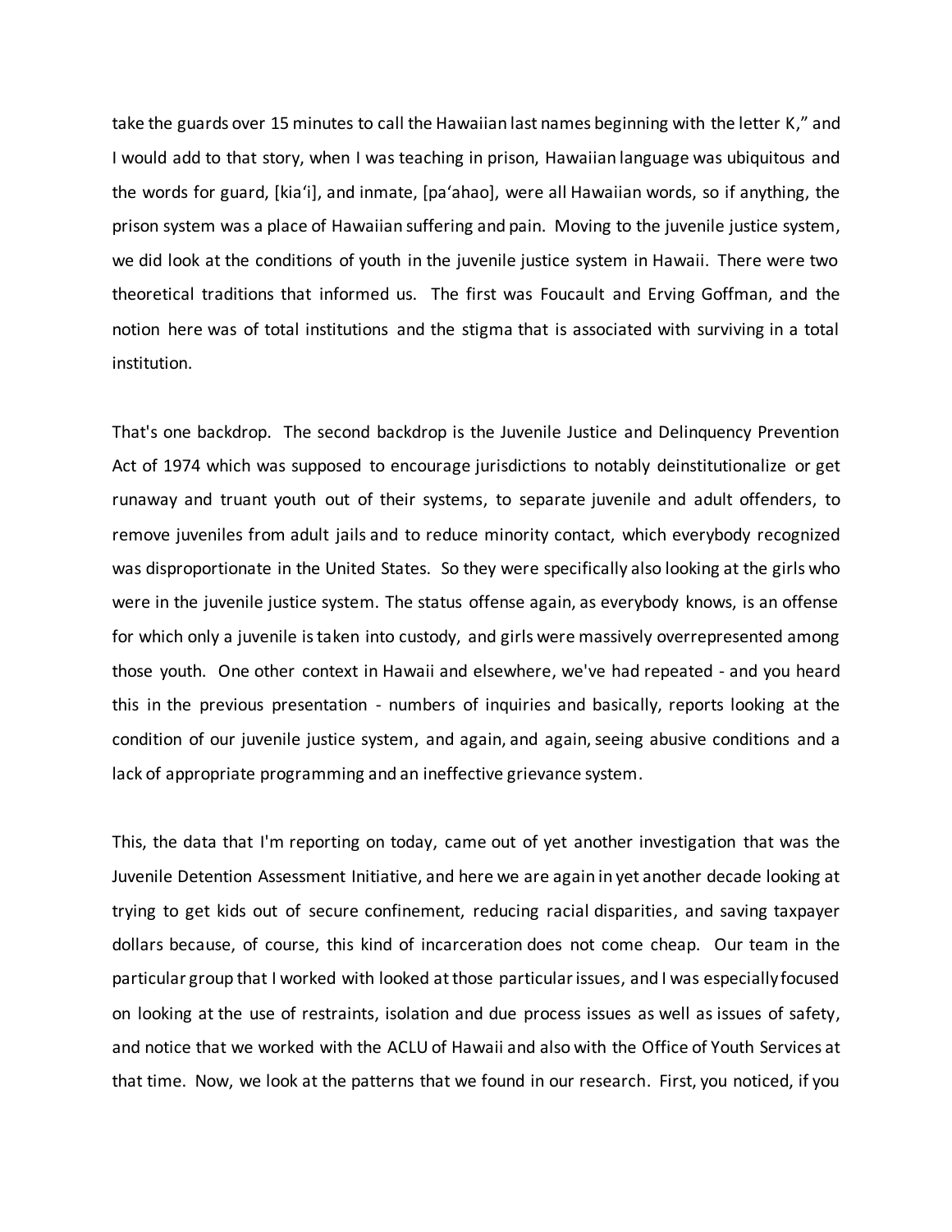take the guards over 15 minutes to call the Hawaiian last names beginning with the letter K," and I would add to that story, when I was teaching in prison, Hawaiian language was ubiquitous and the words for guard, [kiaʻi], and inmate, [paʻahao], were all Hawaiian words, so if anything, the prison system was a place of Hawaiian suffering and pain. Moving to the juvenile justice system, we did look at the conditions of youth in the juvenile justice system in Hawaii. There were two theoretical traditions that informed us. The first was Foucault and Erving Goffman, and the notion here was of total institutions and the stigma that is associated with surviving in a total institution.

That's one backdrop. The second backdrop is the Juvenile Justice and Delinquency Prevention Act of 1974 which was supposed to encourage jurisdictions to notably deinstitutionalize or get runaway and truant youth out of their systems, to separate juvenile and adult offenders, to remove juveniles from adult jails and to reduce minority contact, which everybody recognized was disproportionate in the United States. So they were specifically also looking at the girls who were in the juvenile justice system. The status offense again, as everybody knows, is an offense for which only a juvenile is taken into custody, and girls were massively overrepresented among those youth. One other context in Hawaii and elsewhere, we've had repeated - and you heard this in the previous presentation - numbers of inquiries and basically, reports looking at the condition of our juvenile justice system, and again, and again, seeing abusive conditions and a lack of appropriate programming and an ineffective grievance system.

This, the data that I'm reporting on today, came out of yet another investigation that was the Juvenile Detention Assessment Initiative, and here we are again in yet another decade looking at trying to get kids out of secure confinement, reducing racial disparities, and saving taxpayer dollars because, of course, this kind of incarceration does not come cheap. Our team in the particular group that I worked with looked at those particular issues, and I was especially focused on looking at the use of restraints, isolation and due process issues as well as issues of safety, and notice that we worked with the ACLU of Hawaii and also with the Office of Youth Services at that time. Now, we look at the patterns that we found in our research. First, you noticed, if you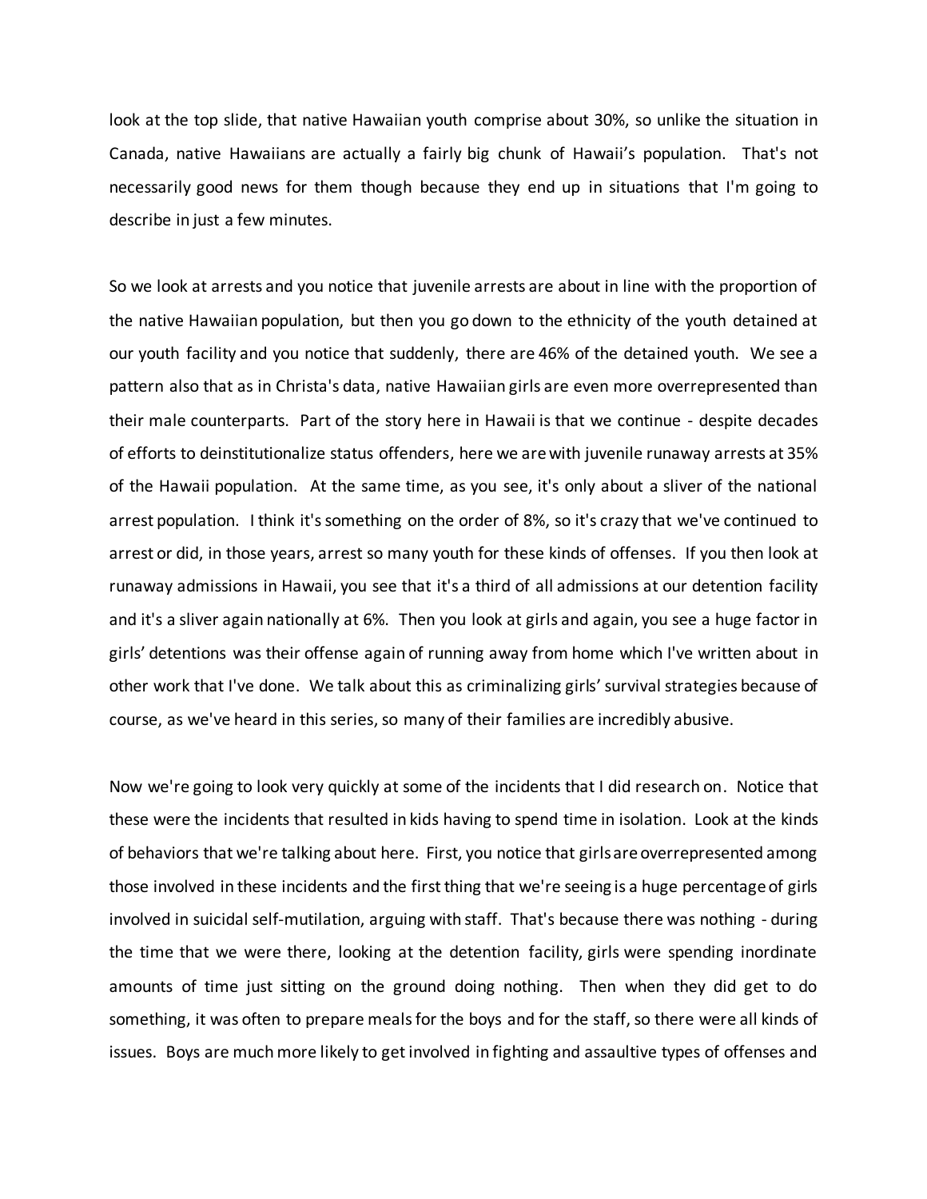look at the top slide, that native Hawaiian youth comprise about 30%, so unlike the situation in Canada, native Hawaiians are actually a fairly big chunk of Hawaii's population. That's not necessarily good news for them though because they end up in situations that I'm going to describe in just a few minutes.

So we look at arrests and you notice that juvenile arrests are about in line with the proportion of the native Hawaiian population, but then you go down to the ethnicity of the youth detained at our youth facility and you notice that suddenly, there are 46% of the detained youth. We see a pattern also that as in Christa's data, native Hawaiian girls are even more overrepresented than their male counterparts. Part of the story here in Hawaii is that we continue - despite decades of efforts to deinstitutionalize status offenders, here we are with juvenile runaway arrests at 35% of the Hawaii population. At the same time, as you see, it's only about a sliver of the national arrest population. I think it's something on the order of 8%, so it's crazy that we've continued to arrest or did, in those years, arrest so many youth for these kinds of offenses. If you then look at runaway admissions in Hawaii, you see that it's a third of all admissions at our detention facility and it's a sliver again nationally at 6%. Then you look at girls and again, you see a huge factor in girls' detentions was their offense again of running away from home which I've written about in other work that I've done. We talk about this as criminalizing girls' survival strategies because of course, as we've heard in this series, so many of their families are incredibly abusive.

Now we're going to look very quickly at some of the incidents that I did research on. Notice that these were the incidents that resulted in kids having to spend time in isolation. Look at the kinds of behaviors that we're talking about here. First, you notice that girls are overrepresented among those involved in these incidents and the first thing that we're seeing is a huge percentage of girls involved in suicidal self-mutilation, arguing with staff. That's because there was nothing - during the time that we were there, looking at the detention facility, girls were spending inordinate amounts of time just sitting on the ground doing nothing. Then when they did get to do something, it was often to prepare meals for the boys and for the staff, so there were all kinds of issues. Boys are much more likely to get involved in fighting and assaultive types of offenses and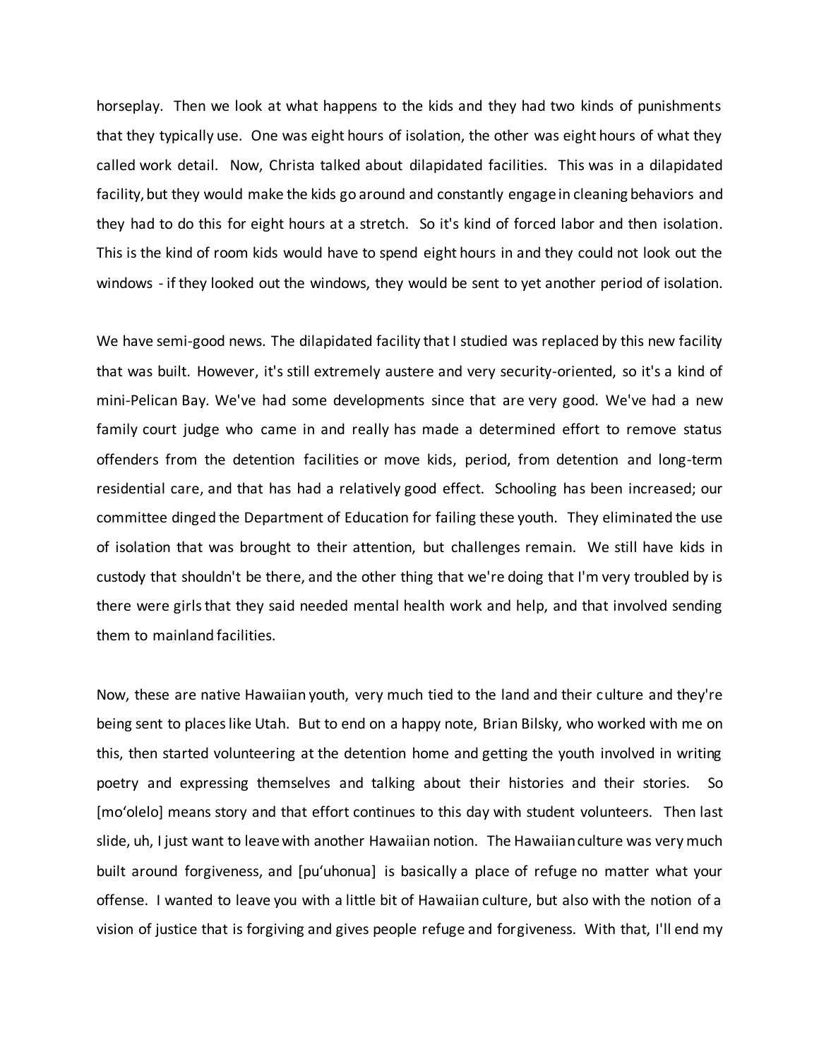horseplay. Then we look at what happens to the kids and they had two kinds of punishments that they typically use. One was eight hours of isolation, the other was eight hours of what they called work detail. Now, Christa talked about dilapidated facilities. This was in a dilapidated facility, but they would make the kids go around and constantly engage in cleaning behaviors and they had to do this for eight hours at a stretch. So it's kind of forced labor and then isolation. This is the kind of room kids would have to spend eight hours in and they could not look out the windows - if they looked out the windows, they would be sent to yet another period of isolation.

We have semi-good news. The dilapidated facility that I studied was replaced by this new facility that was built. However, it's still extremely austere and very security-oriented, so it's a kind of mini-Pelican Bay. We've had some developments since that are very good. We've had a new family court judge who came in and really has made a determined effort to remove status offenders from the detention facilities or move kids, period, from detention and long-term residential care, and that has had a relatively good effect. Schooling has been increased; our committee dinged the Department of Education for failing these youth. They eliminated the use of isolation that was brought to their attention, but challenges remain. We still have kids in custody that shouldn't be there, and the other thing that we're doing that I'm very troubled by is there were girls that they said needed mental health work and help, and that involved sending them to mainland facilities.

Now, these are native Hawaiian youth, very much tied to the land and their culture and they're being sent to places like Utah. But to end on a happy note, Brian Bilsky, who worked with me on this, then started volunteering at the detention home and getting the youth involved in writing poetry and expressing themselves and talking about their histories and their stories. So [moʻolelo] means story and that effort continues to this day with student volunteers. Then last slide, uh, I just want to leave with another Hawaiian notion. The Hawaiian culture was very much built around forgiveness, and [puʻuhonua] is basically a place of refuge no matter what your offense. I wanted to leave you with a little bit of Hawaiian culture, but also with the notion of a vision of justice that is forgiving and gives people refuge and forgiveness. With that, I'll end my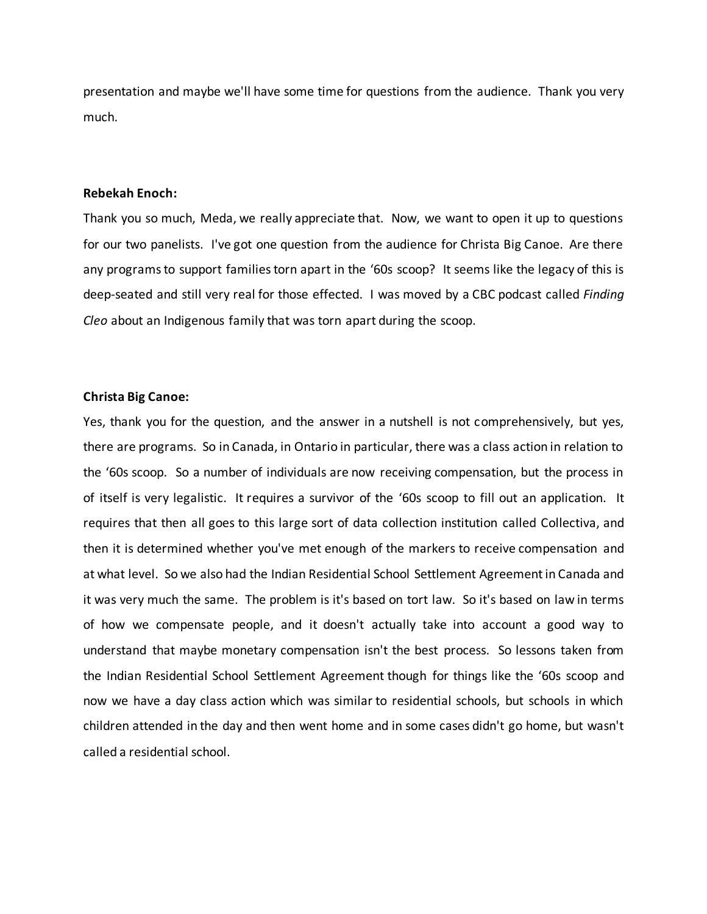presentation and maybe we'll have some time for questions from the audience. Thank you very much.

**Rebekah Enoch:**

Thank you so much, Meda, we really appreciate that. Now, we want to open it up to questions for our two panelists. I've got one question from the audience for Christa Big Canoe. Are there any programs to support families torn apart in the '60s scoop? It seems like the legacy of this is deep-seated and still very real for those effected. I was moved by a CBC podcast called *Finding Cleo* about an Indigenous family that was torn apart during the scoop.

**Christa Big Canoe:**

Yes, thank you for the question, and the answer in a nutshell is not comprehensively, but yes, there are programs. So in Canada, in Ontario in particular, there was a class action in relation to the '60s scoop. So a number of individuals are now receiving compensation, but the process in of itself is very legalistic. It requires a survivor of the '60s scoop to fill out an application. It requires that then all goes to this large sort of data collection institution called Collectiva, and then it is determined whether you've met enough of the markers to receive compensation and at what level. So we also had the Indian Residential School Settlement Agreement in Canada and it was very much the same. The problem is it's based on tort law. So it's based on law in terms of how we compensate people, and it doesn't actually take into account a good way to understand that maybe monetary compensation isn't the best process. So lessons taken from the Indian Residential School Settlement Agreement though for things like the '60s scoop and now we have a day class action which was similar to residential schools, but schools in which children attended in the day and then went home and in some cases didn't go home, but wasn't called a residential school.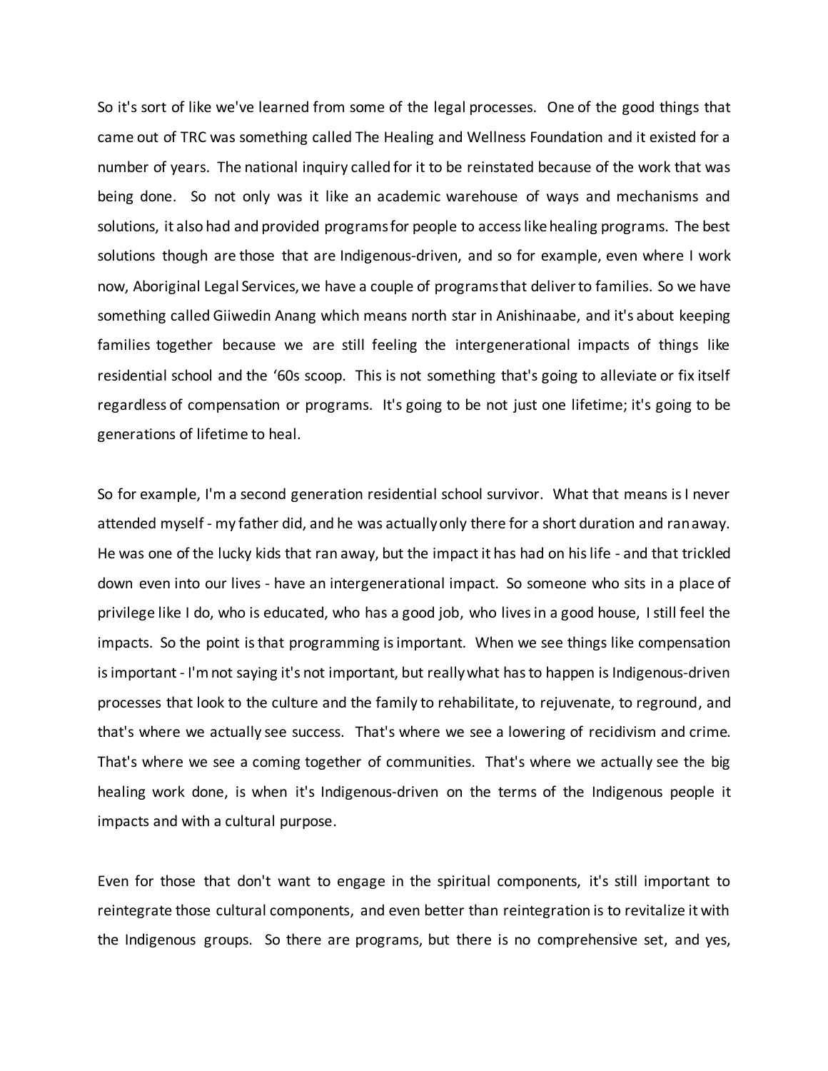So it's sort of like we've learned from some of the legal processes. One of the good things that came out of TRC was something called The Healing and Wellness Foundation and it existed for a number of years. The national inquiry called for it to be reinstated because of the work that was being done. So not only was it like an academic warehouse of ways and mechanisms and solutions, it also had and provided programs for people to access like healing programs. The best solutions though are those that are Indigenous-driven, and so for example, even where I work now, Aboriginal Legal Services, we have a couple of programs that deliver to families. So we have something called Giiwedin Anang which means north star in Anishinaabe, and it's about keeping families together because we are still feeling the intergenerational impacts of things like residential school and the '60s scoop. This is not something that's going to alleviate or fix itself regardless of compensation or programs. It's going to be not just one lifetime; it's going to be generations of lifetime to heal.

So for example, I'm a second generation residential school survivor. What that means is I never attended myself - my father did, and he was actually only there for a short duration and ran away. He was one of the lucky kids that ran away, but the impact it has had on his life - and that trickled down even into our lives - have an intergenerational impact. So someone who sits in a place of privilege like I do, who is educated, who has a good job, who lives in a good house, I still feel the impacts. So the point is that programming is important. When we see things like compensation is important - I'm not saying it's not important, but really what has to happen is Indigenous-driven processes that look to the culture and the family to rehabilitate, to rejuvenate, to reground, and that's where we actually see success. That's where we see a lowering of recidivism and crime. That's where we see a coming together of communities. That's where we actually see the big healing work done, is when it's Indigenous-driven on the terms of the Indigenous people it impacts and with a cultural purpose.

Even for those that don't want to engage in the spiritual components, it's still important to reintegrate those cultural components, and even better than reintegration is to revitalize it with the Indigenous groups. So there are programs, but there is no comprehensive set, and yes,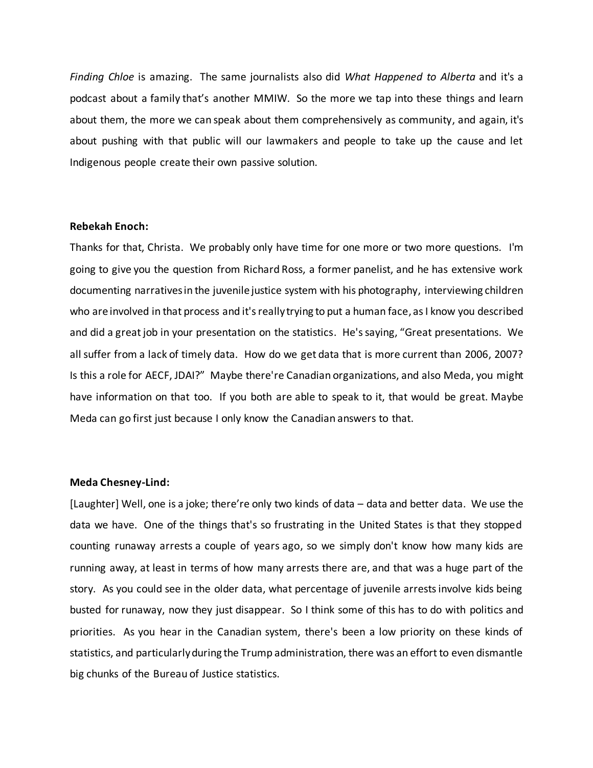*Finding Chloe* is amazing. The same journalists also did *What Happened to Alberta* and it's a podcast about a family that's another MMIW. So the more we tap into these things and learn about them, the more we can speak about them comprehensively as community, and again, it's about pushing with that public will our lawmakers and people to take up the cause and let Indigenous people create their own passive solution.

**Rebekah Enoch:**

Thanks for that, Christa. We probably only have time for one more or two more questions. I'm going to give you the question from Richard Ross, a former panelist, and he has extensive work documenting narratives in the juvenile justice system with his photography, interviewing children who are involved in that process and it's really trying to put a human face, as I know you described and did a great job in your presentation on the statistics. He's saying, "Great presentations. We all suffer from a lack of timely data. How do we get data that is more current than 2006, 2007? Is this a role for AECF, JDAI?" Maybe there're Canadian organizations, and also Meda, you might have information on that too. If you both are able to speak to it, that would be great. Maybe Meda can go first just because I only know the Canadian answers to that.

**Meda Chesney-Lind:**

[Laughter] Well, one is a joke; there're only two kinds of data – data and better data. We use the data we have. One of the things that's so frustrating in the United States is that they stopped counting runaway arrests a couple of years ago, so we simply don't know how many kids are running away, at least in terms of how many arrests there are, and that was a huge part of the story. As you could see in the older data, what percentage of juvenile arrests involve kids being busted for runaway, now they just disappear. So I think some of this has to do with politics and priorities. As you hear in the Canadian system, there's been a low priority on these kinds of statistics, and particularly during the Trump administration, there was an effort to even dismantle big chunks of the Bureau of Justice statistics.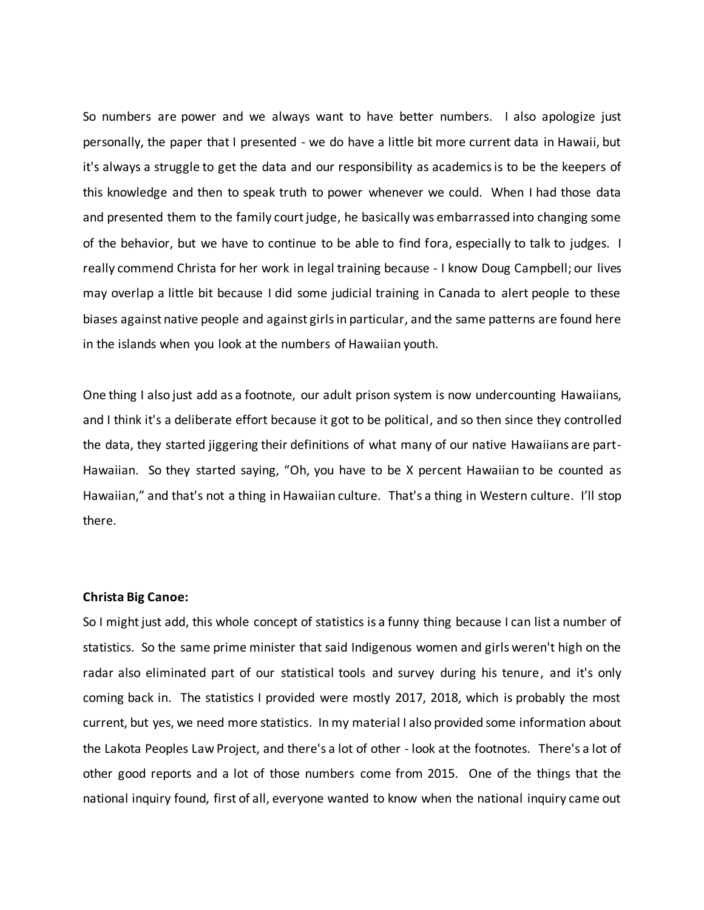So numbers are power and we always want to have better numbers. I also apologize just personally, the paper that I presented - we do have a little bit more current data in Hawaii, but it's always a struggle to get the data and our responsibility as academics is to be the keepers of this knowledge and then to speak truth to power whenever we could. When I had those data and presented them to the family court judge, he basically was embarrassed into changing some of the behavior, but we have to continue to be able to find fora, especially to talk to judges. I really commend Christa for her work in legal training because - I know Doug Campbell; our lives may overlap a little bit because I did some judicial training in Canada to alert people to these biases against native people and against girls in particular, and the same patterns are found here in the islands when you look at the numbers of Hawaiian youth.

One thing I also just add as a footnote, our adult prison system is now undercounting Hawaiians, and I think it's a deliberate effort because it got to be political, and so then since they controlled the data, they started jiggering their definitions of what many of our native Hawaiians are part-Hawaiian. So they started saying, "Oh, you have to be X percent Hawaiian to be counted as Hawaiian," and that's not a thing in Hawaiian culture. That's a thing in Western culture. I'll stop there.

**Christa Big Canoe:**
So I might just add, this whole concept of statistics is a funny thing because I can list a number of statistics. So the same prime minister that said Indigenous women and girls weren't high on the radar also eliminated part of our statistical tools and survey during his tenure, and it's only coming back in. The statistics I provided were mostly 2017, 2018, which is probably the most current, but yes, we need more statistics. In my material I also provided some information about the Lakota Peoples Law Project, and there's a lot of other - look at the footnotes. There's a lot of other good reports and a lot of those numbers come from 2015. One of the things that the national inquiry found, first of all, everyone wanted to know when the national inquiry came out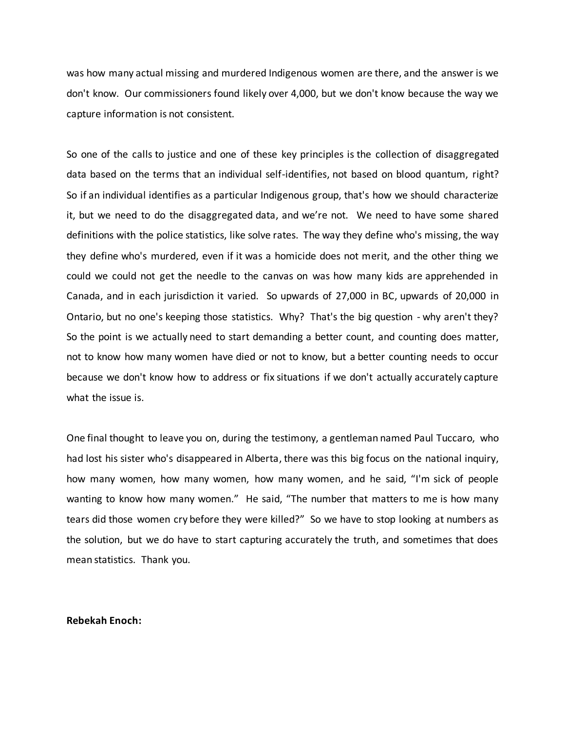was how many actual missing and murdered Indigenous women are there, and the answer is we don't know. Our commissioners found likely over 4,000, but we don't know because the way we capture information is not consistent.

So one of the calls to justice and one of these key principles is the collection of disaggregated data based on the terms that an individual self-identifies, not based on blood quantum, right? So if an individual identifies as a particular Indigenous group, that's how we should characterize it, but we need to do the disaggregated data, and we're not. We need to have some shared definitions with the police statistics, like solve rates. The way they define who's missing, the way they define who's murdered, even if it was a homicide does not merit, and the other thing we could we could not get the needle to the canvas on was how many kids are apprehended in Canada, and in each jurisdiction it varied. So upwards of 27,000 in BC, upwards of 20,000 in Ontario, but no one's keeping those statistics. Why? That's the big question - why aren't they? So the point is we actually need to start demanding a better count, and counting does matter, not to know how many women have died or not to know, but a better counting needs to occur because we don't know how to address or fix situations if we don't actually accurately capture what the issue is.

One final thought to leave you on, during the testimony, a gentleman named Paul Tuccaro, who had lost his sister who's disappeared in Alberta, there was this big focus on the national inquiry, how many women, how many women, how many women, and he said, "I'm sick of people wanting to know how many women." He said, "The number that matters to me is how many tears did those women cry before they were killed?" So we have to stop looking at numbers as the solution, but we do have to start capturing accurately the truth, and sometimes that does mean statistics. Thank you.

**Rebekah Enoch:**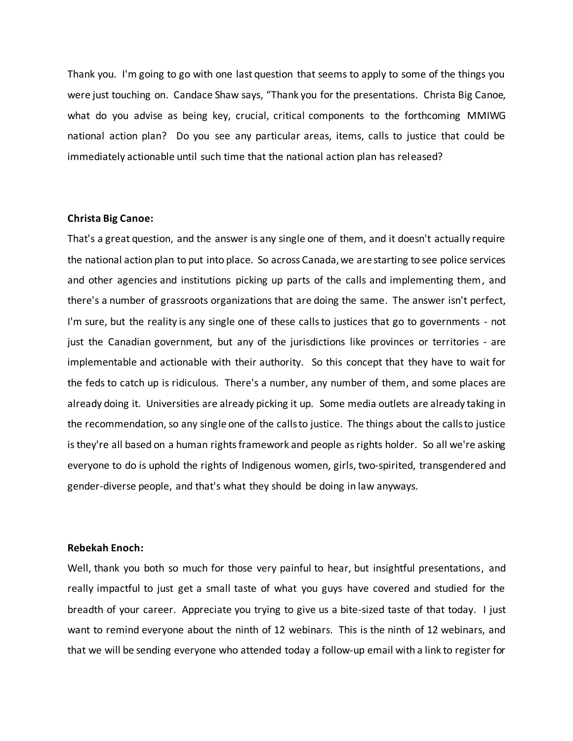Thank you. I'm going to go with one last question that seems to apply to some of the things you were just touching on. Candace Shaw says, "Thank you for the presentations. Christa Big Canoe, what do you advise as being key, crucial, critical components to the forthcoming MMIWG national action plan? Do you see any particular areas, items, calls to justice that could be immediately actionable until such time that the national action plan has released?

**Christa Big Canoe:**

That's a great question, and the answer is any single one of them, and it doesn't actually require the national action plan to put into place. So across Canada, we are starting to see police services and other agencies and institutions picking up parts of the calls and implementing them, and there's a number of grassroots organizations that are doing the same. The answer isn't perfect, I'm sure, but the reality is any single one of these calls to justices that go to governments - not just the Canadian government, but any of the jurisdictions like provinces or territories - are implementable and actionable with their authority. So this concept that they have to wait for the feds to catch up is ridiculous. There's a number, any number of them, and some places are already doing it. Universities are already picking it up. Some media outlets are already taking in the recommendation, so any single one of the calls to justice. The things about the calls to justice is they're all based on a human rights framework and people as rights holder. So all we're asking everyone to do is uphold the rights of Indigenous women, girls, two-spirited, transgendered and gender-diverse people, and that's what they should be doing in law anyways.

**Rebekah Enoch:**

Well, thank you both so much for those very painful to hear, but insightful presentations, and really impactful to just get a small taste of what you guys have covered and studied for the breadth of your career. Appreciate you trying to give us a bite-sized taste of that today. I just want to remind everyone about the ninth of 12 webinars. This is the ninth of 12 webinars, and that we will be sending everyone who attended today a follow-up email with a link to register for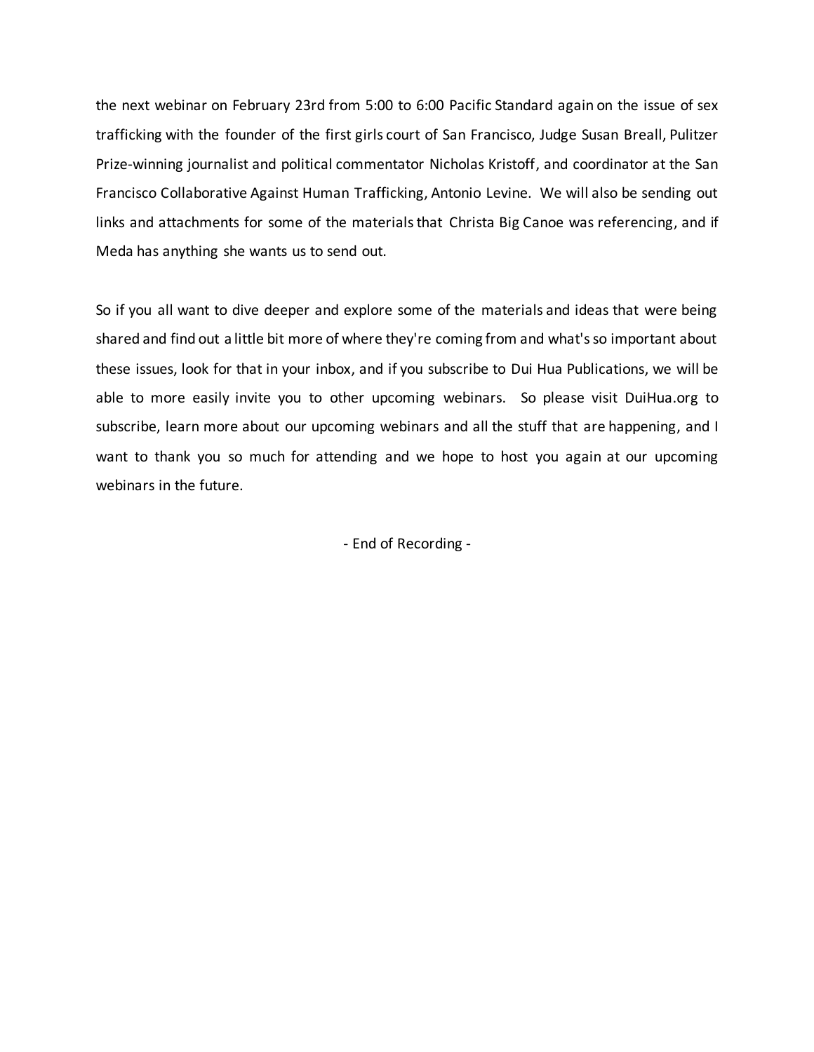the next webinar on February 23rd from 5:00 to 6:00 Pacific Standard again on the issue of sex trafficking with the founder of the first girls court of San Francisco, Judge Susan Breall, Pulitzer Prize-winning journalist and political commentator Nicholas Kristoff, and coordinator at the San Francisco Collaborative Against Human Trafficking, Antonio Levine. We will also be sending out links and attachments for some of the materials that Christa Big Canoe was referencing, and if Meda has anything she wants us to send out.

So if you all want to dive deeper and explore some of the materials and ideas that were being shared and find out a little bit more of where they're coming from and what's so important about these issues, look for that in your inbox, and if you subscribe to Dui Hua Publications, we will be able to more easily invite you to other upcoming webinars. So please visit DuiHua.org to subscribe, learn more about our upcoming webinars and all the stuff that are happening, and I want to thank you so much for attending and we hope to host you again at our upcoming webinars in the future.

- End of Recording -